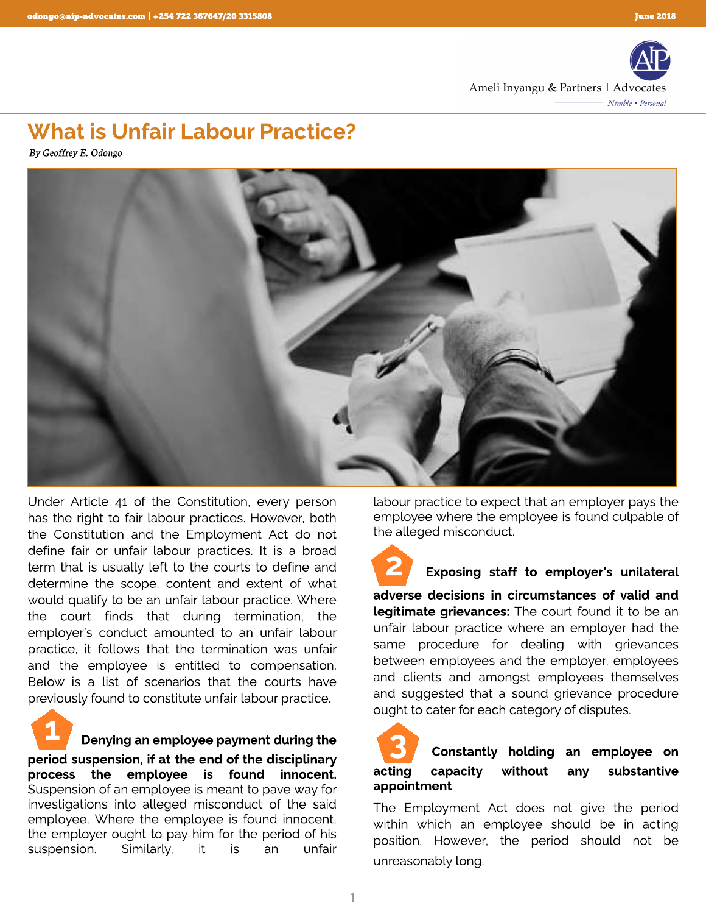# What is Unfair Labour Practice?

*By Geoffrey E. Odongo*

Under Article 41 of the Constitution, every person has the right to fair labour practices. However, both the Constitution and the Employment Act do not define fair or unfair labour practices. It is a broad term that is usually left to the courts to define and determine the scope, content and extent of what would qualify to be an unfair labour practice. Where the court finds that during termination, the employer's conduct amounted to an unfair labour practice, it follows that the termination was unfair and the employee is entitled to compensation. Below is a list of scenarios that the courts have previously found to constitute unfair labour practice.

**1 Denying an employee payment during the period suspension, if at the end of the disciplinary process the employee is found innocent.** Suspension of an employee is meant to pave way for investigations into alleged misconduct of the said employee. Where the employee is found innocent, the employer ought to pay him for the period of his suspension. Similarly, it is an unfair labour practice to expect that an employer pays the employee where the employee is found culpable of the alleged misconduct.

**2 Exposing staff to employer's unilateral adverse decisions in circumstances of valid and legitimate grievances:** The court found it to be an unfair labour practice where an employer had the same procedure for dealing with grievances between employees and the employer, employees and clients and amongst employees themselves and suggested that a sound grievance procedure ought to cater for each category of disputes.

**3 Constantly holding an employee on acting capacity without any substantive appointment**

The Employment Act does not give the period within which an employee should be in acting position. However, the period should not be unreasonably long.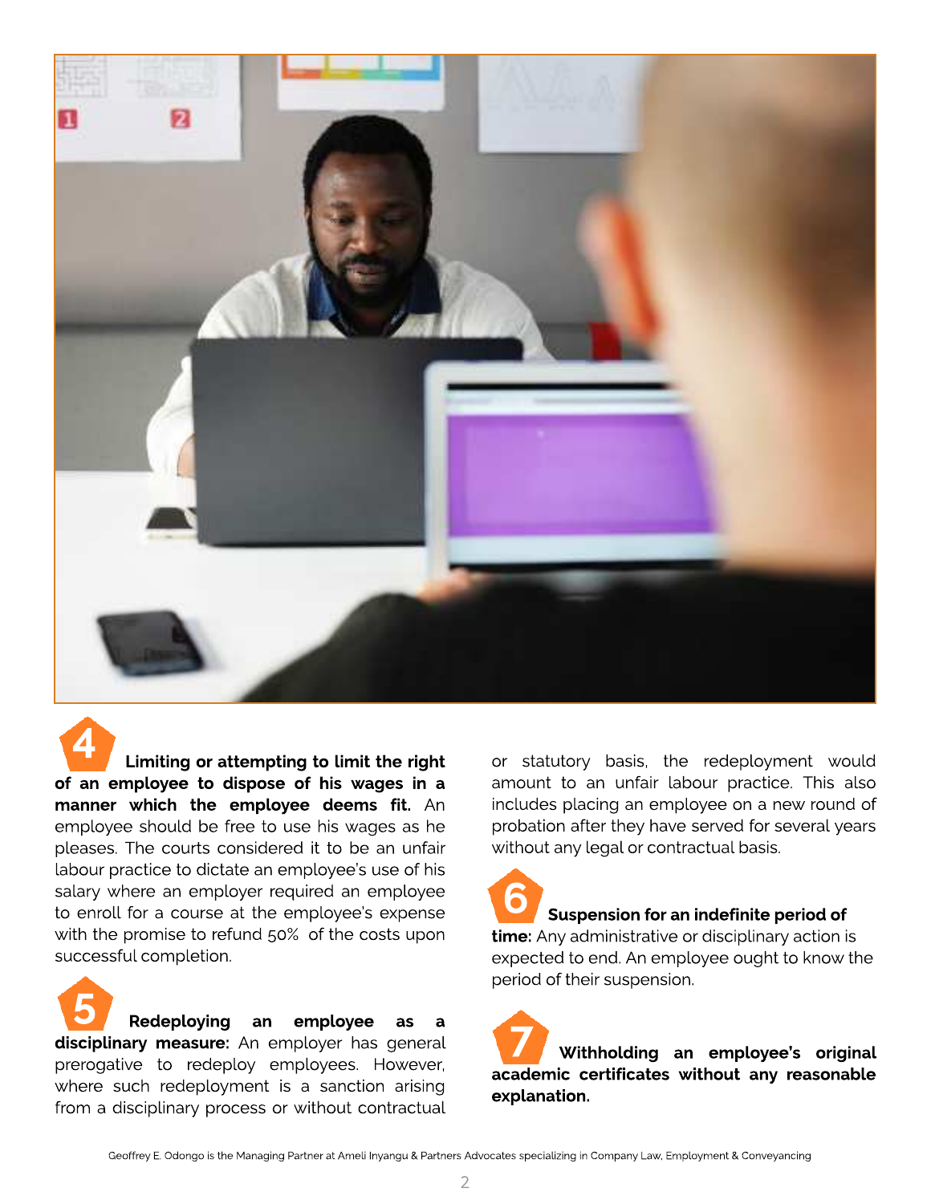**4** **Limiting or attempting to limit the right of an employee to dispose of his wages in a manner which the employee deems fit.** An employee should be free to use his wages as he pleases. The courts considered it to be an unfair labour practice to dictate an employee's use of his salary where an employer required an employee to enroll for a course at the employee's expense with the promise to refund 50% of the costs upon successful completion.

**5** **Redeploying an employee as a disciplinary measure:** An employer has general prerogative to redeploy employees. However, where such redeployment is a sanction arising from a disciplinary process or without contractual or statutory basis, the redeployment would amount to an unfair labour practice. This also includes placing an employee on a new round of probation after they have served for several years without any legal or contractual basis.

**6** **Suspension for an indefinite period of time:** Any administrative or disciplinary action is expected to end. An employee ought to know the period of their suspension.

**7** **Withholding an employee's original academic certificates without any reasonable explanation.**

Geoffrey E. Odongo is the Managing Partner at Ameli Inyangu & Partners Advocates specializing in Company Law, Employment & Conveyancing